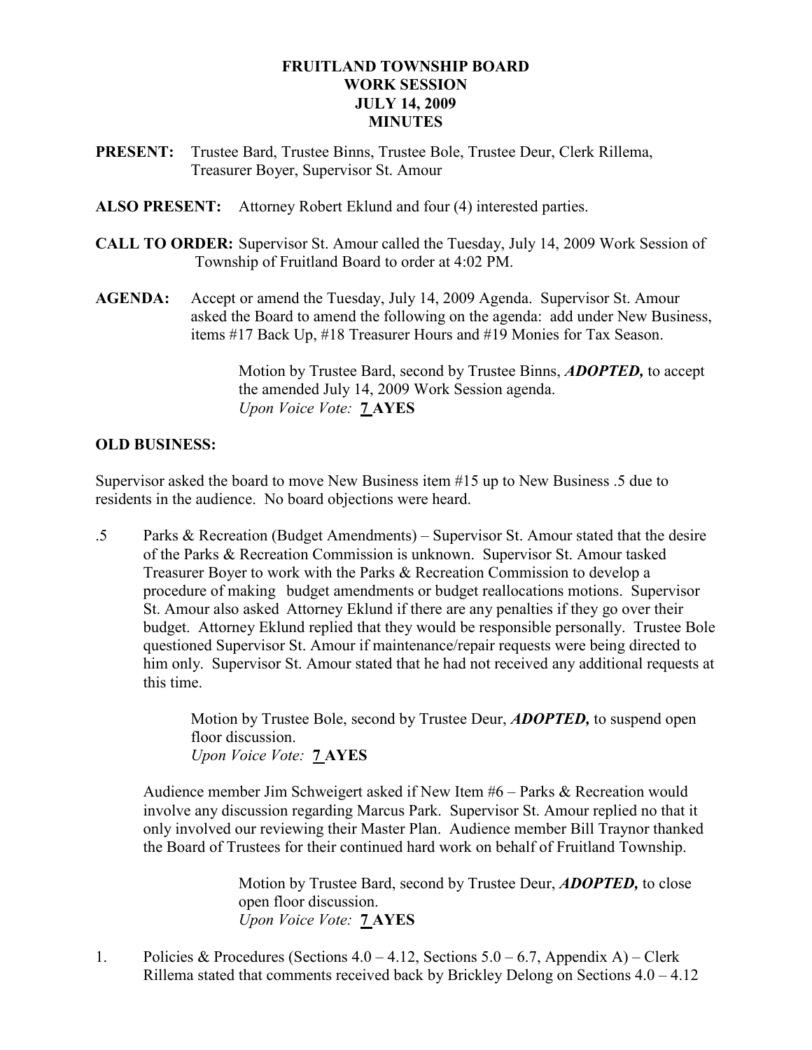# FRUITLAND TOWNSHIP BOARD
# WORK SESSION
# JULY 14, 2009
# MINUTES

**PRESENT:** Trustee Bard, Trustee Binns, Trustee Bole, Trustee Deur, Clerk Rillema, Treasurer Boyer, Supervisor St. Amour

**ALSO PRESENT:** Attorney Robert Eklund and four (4) interested parties.

**CALL TO ORDER:** Supervisor St. Amour called the Tuesday, July 14, 2009 Work Session of Township of Fruitland Board to order at 4:02 PM.

**AGENDA:** Accept or amend the Tuesday, July 14, 2009 Agenda. Supervisor St. Amour asked the Board to amend the following on the agenda: add under New Business, items #17 Back Up, #18 Treasurer Hours and #19 Monies for Tax Season.

> Motion by Trustee Bard, second by Trustee Binns, ***ADOPTED,*** to accept the amended July 14, 2009 Work Session agenda.
> *Upon Voice Vote:* **7 AYES**

## OLD BUSINESS:

Supervisor asked the board to move New Business item #15 up to New Business .5 due to residents in the audience. No board objections were heard.

.5 Parks & Recreation (Budget Amendments) – Supervisor St. Amour stated that the desire of the Parks & Recreation Commission is unknown. Supervisor St. Amour tasked Treasurer Boyer to work with the Parks & Recreation Commission to develop a procedure of making budget amendments or budget reallocations motions. Supervisor St. Amour also asked Attorney Eklund if there are any penalties if they go over their budget. Attorney Eklund replied that they would be responsible personally. Trustee Bole questioned Supervisor St. Amour if maintenance/repair requests were being directed to him only. Supervisor St. Amour stated that he had not received any additional requests at this time.

> Motion by Trustee Bole, second by Trustee Deur, ***ADOPTED,*** to suspend open floor discussion.
> *Upon Voice Vote:* **7 AYES**

Audience member Jim Schweigert asked if New Item #6 – Parks & Recreation would involve any discussion regarding Marcus Park. Supervisor St. Amour replied no that it only involved our reviewing their Master Plan. Audience member Bill Traynor thanked the Board of Trustees for their continued hard work on behalf of Fruitland Township.

> Motion by Trustee Bard, second by Trustee Deur, ***ADOPTED,*** to close open floor discussion.
> *Upon Voice Vote:* **7 AYES**

1. Policies & Procedures (Sections 4.0 – 4.12, Sections 5.0 – 6.7, Appendix A) – Clerk Rillema stated that comments received back by Brickley Delong on Sections 4.0 – 4.12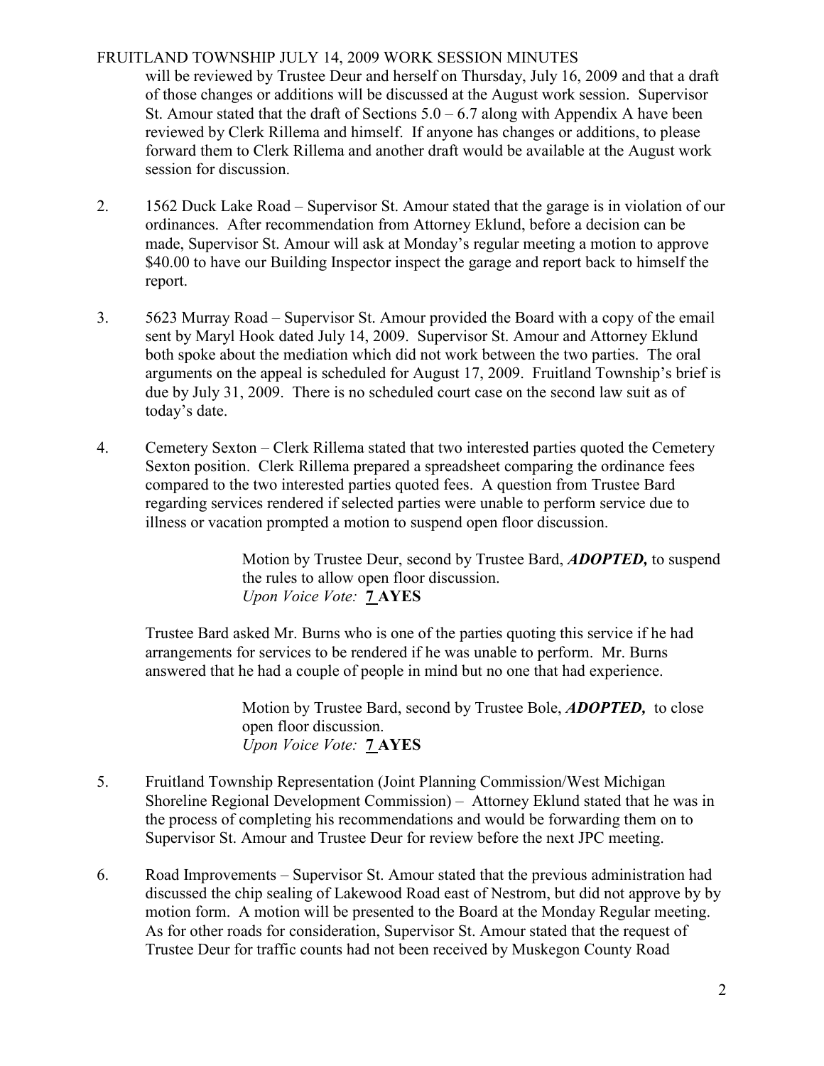will be reviewed by Trustee Deur and herself on Thursday, July 16, 2009 and that a draft of those changes or additions will be discussed at the August work session. Supervisor St. Amour stated that the draft of Sections 5.0 – 6.7 along with Appendix A have been reviewed by Clerk Rillema and himself. If anyone has changes or additions, to please forward them to Clerk Rillema and another draft would be available at the August work session for discussion.

2. 1562 Duck Lake Road – Supervisor St. Amour stated that the garage is in violation of our ordinances. After recommendation from Attorney Eklund, before a decision can be made, Supervisor St. Amour will ask at Monday's regular meeting a motion to approve $40.00 to have our Building Inspector inspect the garage and report back to himself the report.

3. 5623 Murray Road – Supervisor St. Amour provided the Board with a copy of the email sent by Maryl Hook dated July 14, 2009. Supervisor St. Amour and Attorney Eklund both spoke about the mediation which did not work between the two parties. The oral arguments on the appeal is scheduled for August 17, 2009. Fruitland Township's brief is due by July 31, 2009. There is no scheduled court case on the second law suit as of today's date.

4. Cemetery Sexton – Clerk Rillema stated that two interested parties quoted the Cemetery Sexton position. Clerk Rillema prepared a spreadsheet comparing the ordinance fees compared to the two interested parties quoted fees. A question from Trustee Bard regarding services rendered if selected parties were unable to perform service due to illness or vacation prompted a motion to suspend open floor discussion.

   > Motion by Trustee Deur, second by Trustee Bard, ***ADOPTED,*** to suspend the rules to allow open floor discussion.
   > *Upon Voice Vote:* **7 AYES**

   Trustee Bard asked Mr. Burns who is one of the parties quoting this service if he had arrangements for services to be rendered if he was unable to perform. Mr. Burns answered that he had a couple of people in mind but no one that had experience.

   > Motion by Trustee Bard, second by Trustee Bole, ***ADOPTED,*** to close open floor discussion.
   > *Upon Voice Vote:* **7 AYES**

5. Fruitland Township Representation (Joint Planning Commission/West Michigan Shoreline Regional Development Commission) – Attorney Eklund stated that he was in the process of completing his recommendations and would be forwarding them on to Supervisor St. Amour and Trustee Deur for review before the next JPC meeting.

6. Road Improvements – Supervisor St. Amour stated that the previous administration had discussed the chip sealing of Lakewood Road east of Nestrom, but did not approve by by motion form. A motion will be presented to the Board at the Monday Regular meeting. As for other roads for consideration, Supervisor St. Amour stated that the request of Trustee Deur for traffic counts had not been received by Muskegon County Road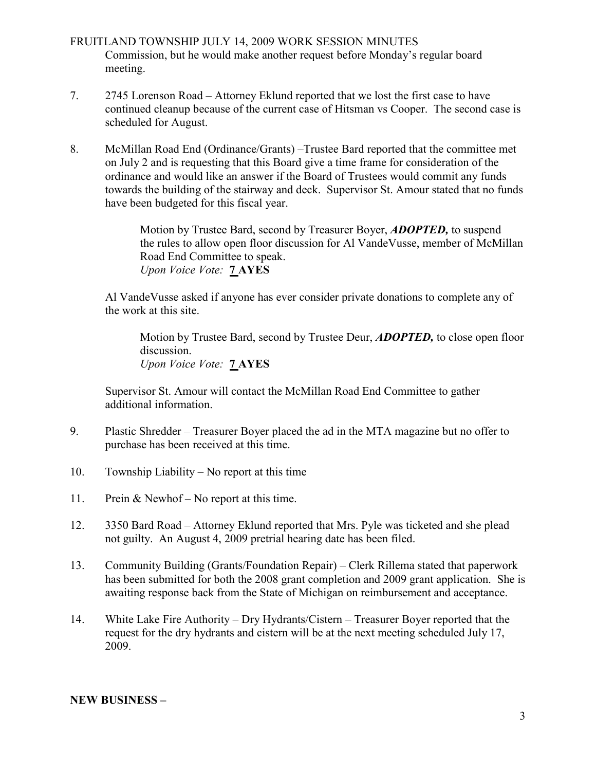Commission, but he would make another request before Monday's regular board meeting.

7. 2745 Lorenson Road – Attorney Eklund reported that we lost the first case to have continued cleanup because of the current case of Hitsman vs Cooper. The second case is scheduled for August.

8. McMillan Road End (Ordinance/Grants) –Trustee Bard reported that the committee met on July 2 and is requesting that this Board give a time frame for consideration of the ordinance and would like an answer if the Board of Trustees would commit any funds towards the building of the stairway and deck. Supervisor St. Amour stated that no funds have been budgeted for this fiscal year.

   Motion by Trustee Bard, second by Treasurer Boyer, ***ADOPTED,*** to suspend the rules to allow open floor discussion for Al VandeVusse, member of McMillan Road End Committee to speak.
   *Upon Voice Vote:* **7 AYES**

   Al VandeVusse asked if anyone has ever consider private donations to complete any of the work at this site.

   Motion by Trustee Bard, second by Trustee Deur, ***ADOPTED,*** to close open floor discussion.
   *Upon Voice Vote:* **7 AYES**

   Supervisor St. Amour will contact the McMillan Road End Committee to gather additional information.

9. Plastic Shredder – Treasurer Boyer placed the ad in the MTA magazine but no offer to purchase has been received at this time.

10. Township Liability – No report at this time

11. Prein & Newhof – No report at this time.

12. 3350 Bard Road – Attorney Eklund reported that Mrs. Pyle was ticketed and she plead not guilty. An August 4, 2009 pretrial hearing date has been filed.

13. Community Building (Grants/Foundation Repair) – Clerk Rillema stated that paperwork has been submitted for both the 2008 grant completion and 2009 grant application. She is awaiting response back from the State of Michigan on reimbursement and acceptance.

14. White Lake Fire Authority – Dry Hydrants/Cistern – Treasurer Boyer reported that the request for the dry hydrants and cistern will be at the next meeting scheduled July 17, 2009.

**NEW BUSINESS –**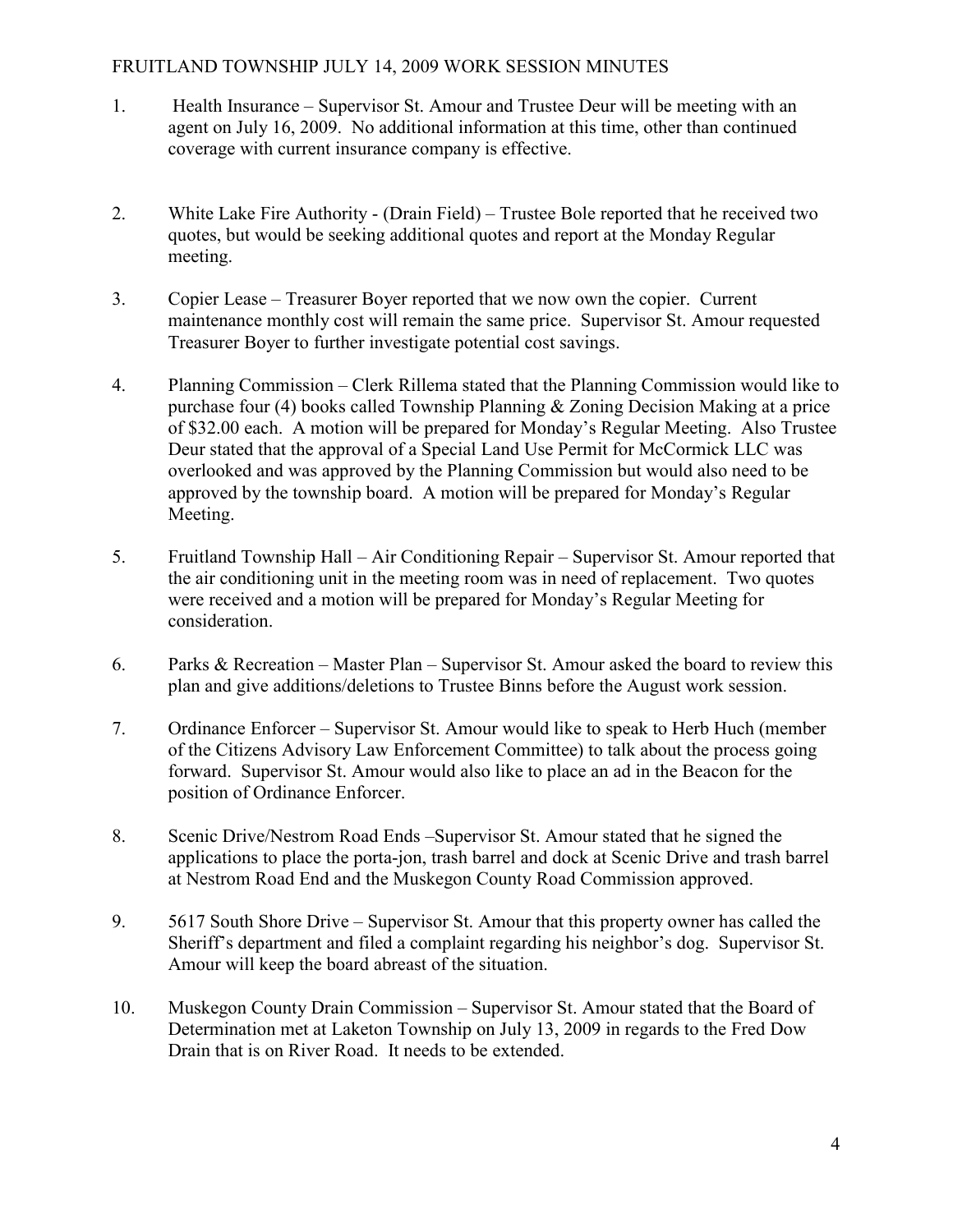FRUITLAND TOWNSHIP JULY 14, 2009 WORK SESSION MINUTES

1. Health Insurance – Supervisor St. Amour and Trustee Deur will be meeting with an agent on July 16, 2009. No additional information at this time, other than continued coverage with current insurance company is effective.

2. White Lake Fire Authority - (Drain Field) – Trustee Bole reported that he received two quotes, but would be seeking additional quotes and report at the Monday Regular meeting.

3. Copier Lease – Treasurer Boyer reported that we now own the copier. Current maintenance monthly cost will remain the same price. Supervisor St. Amour requested Treasurer Boyer to further investigate potential cost savings.

4. Planning Commission – Clerk Rillema stated that the Planning Commission would like to purchase four (4) books called Township Planning & Zoning Decision Making at a price of $32.00 each. A motion will be prepared for Monday's Regular Meeting. Also Trustee Deur stated that the approval of a Special Land Use Permit for McCormick LLC was overlooked and was approved by the Planning Commission but would also need to be approved by the township board. A motion will be prepared for Monday's Regular Meeting.

5. Fruitland Township Hall – Air Conditioning Repair – Supervisor St. Amour reported that the air conditioning unit in the meeting room was in need of replacement. Two quotes were received and a motion will be prepared for Monday's Regular Meeting for consideration.

6. Parks & Recreation – Master Plan – Supervisor St. Amour asked the board to review this plan and give additions/deletions to Trustee Binns before the August work session.

7. Ordinance Enforcer – Supervisor St. Amour would like to speak to Herb Huch (member of the Citizens Advisory Law Enforcement Committee) to talk about the process going forward. Supervisor St. Amour would also like to place an ad in the Beacon for the position of Ordinance Enforcer.

8. Scenic Drive/Nestrom Road Ends –Supervisor St. Amour stated that he signed the applications to place the porta-jon, trash barrel and dock at Scenic Drive and trash barrel at Nestrom Road End and the Muskegon County Road Commission approved.

9. 5617 South Shore Drive – Supervisor St. Amour that this property owner has called the Sheriff's department and filed a complaint regarding his neighbor's dog. Supervisor St. Amour will keep the board abreast of the situation.

10. Muskegon County Drain Commission – Supervisor St. Amour stated that the Board of Determination met at Laketon Township on July 13, 2009 in regards to the Fred Dow Drain that is on River Road. It needs to be extended.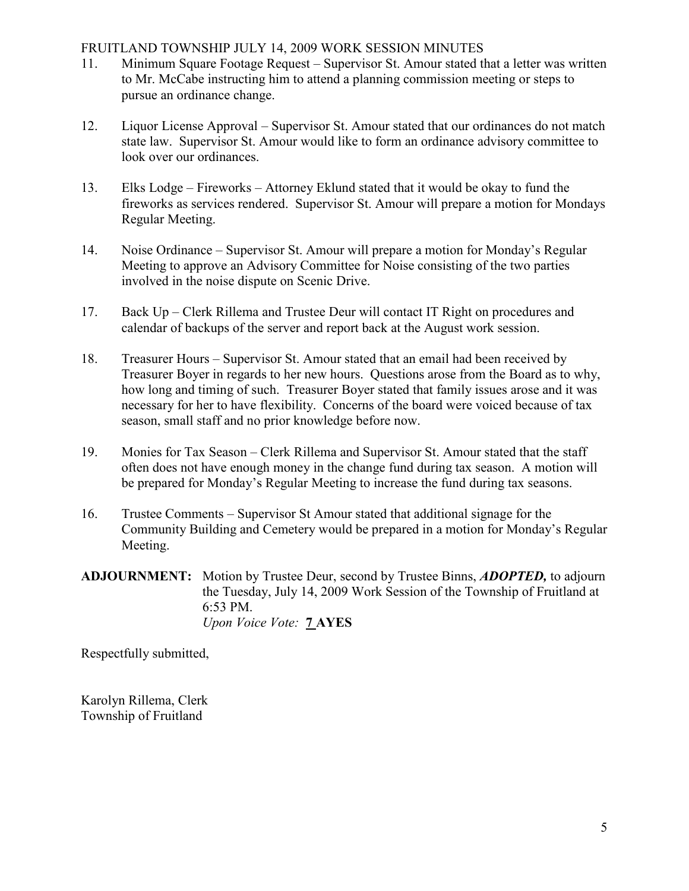11. Minimum Square Footage Request – Supervisor St. Amour stated that a letter was written to Mr. McCabe instructing him to attend a planning commission meeting or steps to pursue an ordinance change.

12. Liquor License Approval – Supervisor St. Amour stated that our ordinances do not match state law. Supervisor St. Amour would like to form an ordinance advisory committee to look over our ordinances.

13. Elks Lodge – Fireworks – Attorney Eklund stated that it would be okay to fund the fireworks as services rendered. Supervisor St. Amour will prepare a motion for Mondays Regular Meeting.

14. Noise Ordinance – Supervisor St. Amour will prepare a motion for Monday's Regular Meeting to approve an Advisory Committee for Noise consisting of the two parties involved in the noise dispute on Scenic Drive.

17. Back Up – Clerk Rillema and Trustee Deur will contact IT Right on procedures and calendar of backups of the server and report back at the August work session.

18. Treasurer Hours – Supervisor St. Amour stated that an email had been received by Treasurer Boyer in regards to her new hours. Questions arose from the Board as to why, how long and timing of such. Treasurer Boyer stated that family issues arose and it was necessary for her to have flexibility. Concerns of the board were voiced because of tax season, small staff and no prior knowledge before now.

19. Monies for Tax Season – Clerk Rillema and Supervisor St. Amour stated that the staff often does not have enough money in the change fund during tax season. A motion will be prepared for Monday's Regular Meeting to increase the fund during tax seasons.

16. Trustee Comments – Supervisor St Amour stated that additional signage for the Community Building and Cemetery would be prepared in a motion for Monday's Regular Meeting.

**ADJOURNMENT:** Motion by Trustee Deur, second by Trustee Binns, ***ADOPTED,*** to adjourn the Tuesday, July 14, 2009 Work Session of the Township of Fruitland at 6:53 PM.
*Upon Voice Vote:* **7 AYES**

Respectfully submitted,

Karolyn Rillema, Clerk
Township of Fruitland